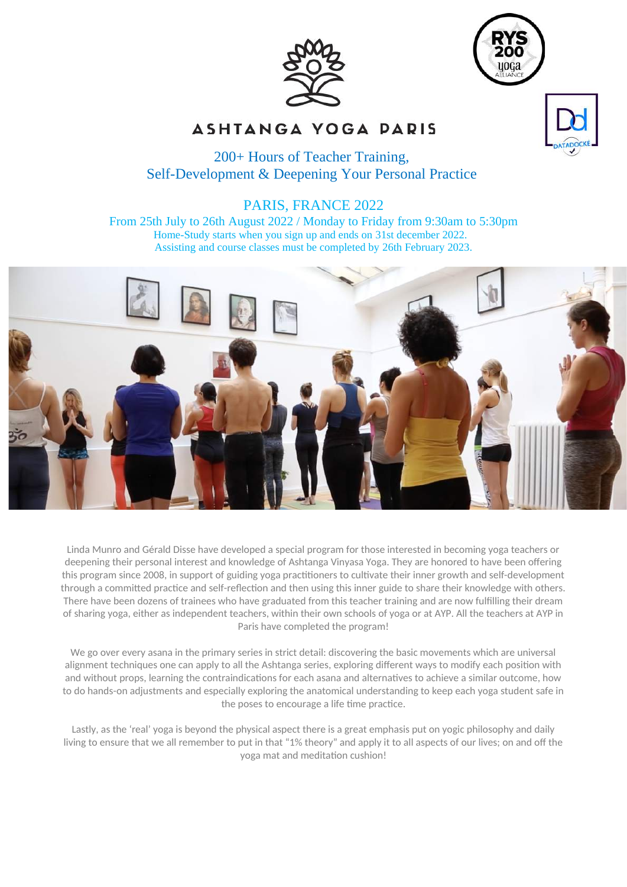# ASHTANGA YOGA PARIS

## 200+ Hours of Teacher Training, Self-Development & Deepening Your Personal Practice

## PARIS, FRANCE 2022

From 25th July to 26th August 2022 / Monday to Friday from 9:30am to 5:30pm
Home-Study starts when you sign up and ends on 31st december 2022.
Assisting and course classes must be completed by 26th February 2023.

Linda Munro and Gérald Disse have developed a special program for those interested in becoming yoga teachers or deepening their personal interest and knowledge of Ashtanga Vinyasa Yoga. They are honored to have been offering this program since 2008, in support of guiding yoga practitioners to cultivate their inner growth and self-development through a committed practice and self-reflection and then using this inner guide to share their knowledge with others. There have been dozens of trainees who have graduated from this teacher training and are now fulfilling their dream of sharing yoga, either as independent teachers, within their own schools of yoga or at AYP. All the teachers at AYP in Paris have completed the program!

We go over every asana in the primary series in strict detail: discovering the basic movements which are universal alignment techniques one can apply to all the Ashtanga series, exploring different ways to modify each position with and without props, learning the contraindications for each asana and alternatives to achieve a similar outcome, how to do hands-on adjustments and especially exploring the anatomical understanding to keep each yoga student safe in the poses to encourage a life time practice.

Lastly, as the 'real' yoga is beyond the physical aspect there is a great emphasis put on yogic philosophy and daily living to ensure that we all remember to put in that "1% theory" and apply it to all aspects of our lives; on and off the yoga mat and meditation cushion!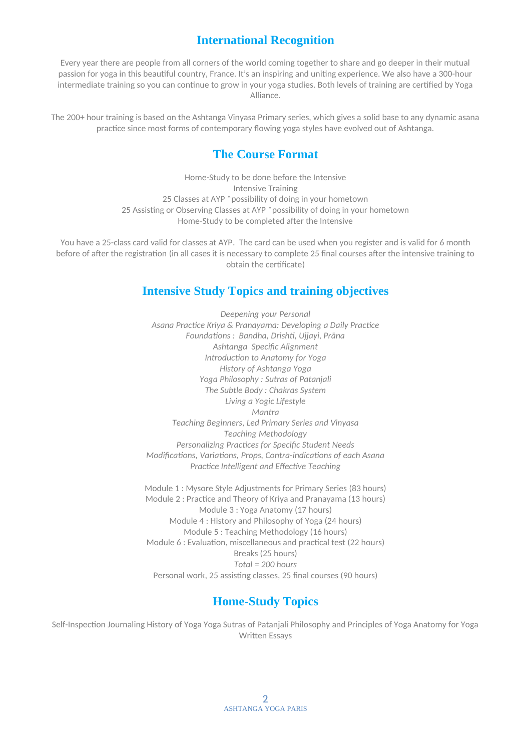## International Recognition

Every year there are people from all corners of the world coming together to share and go deeper in their mutual passion for yoga in this beautiful country, France. It's an inspiring and uniting experience. We also have a 300-hour intermediate training so you can continue to grow in your yoga studies. Both levels of training are certified by Yoga Alliance.

The 200+ hour training is based on the Ashtanga Vinyasa Primary series, which gives a solid base to any dynamic asana practice since most forms of contemporary flowing yoga styles have evolved out of Ashtanga.

## The Course Format

Home-Study to be done before the Intensive
Intensive Training
25 Classes at AYP *possibility of doing in your hometown
25 Assisting or Observing Classes at AYP *possibility of doing in your hometown
Home-Study to be completed after the Intensive

You have a 25-class card valid for classes at AYP. The card can be used when you register and is valid for 6 month before of after the registration (in all cases it is necessary to complete 25 final courses after the intensive training to obtain the certificate)

## Intensive Study Topics and training objectives

*Deepening your Personal*
*Asana Practice Kriya & Pranayama: Developing a Daily Practice*
*Foundations : Bandha, Drishti, Ujjayi, Prāna*
*Ashtanga Specific Alignment*
*Introduction to Anatomy for Yoga*
*History of Ashtanga Yoga*
*Yoga Philosophy : Sutras of Patanjali*
*The Subtle Body : Chakras System*
*Living a Yogic Lifestyle*
*Mantra*
*Teaching Beginners, Led Primary Series and Vinyasa*
*Teaching Methodology*
*Personalizing Practices for Specific Student Needs*
*Modifications, Variations, Props, Contra-indications of each Asana*
*Practice Intelligent and Effective Teaching*

Module 1 : Mysore Style Adjustments for Primary Series (83 hours)
Module 2 : Practice and Theory of Kriya and Pranayama (13 hours)
Module 3 : Yoga Anatomy (17 hours)
Module 4 : History and Philosophy of Yoga (24 hours)
Module 5 : Teaching Methodology (16 hours)
Module 6 : Evaluation, miscellaneous and practical test (22 hours)
Breaks (25 hours)
*Total = 200 hours*
Personal work, 25 assisting classes, 25 final courses (90 hours)

## Home-Study Topics

Self-Inspection Journaling History of Yoga Yoga Sutras of Patanjali Philosophy and Principles of Yoga Anatomy for Yoga Written Essays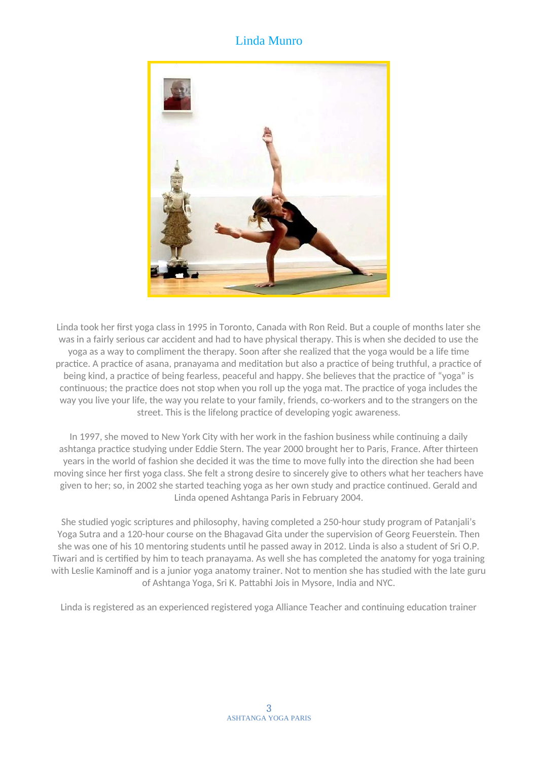# Linda Munro

Linda took her first yoga class in 1995 in Toronto, Canada with Ron Reid. But a couple of months later she was in a fairly serious car accident and had to have physical therapy. This is when she decided to use the yoga as a way to compliment the therapy. Soon after she realized that the yoga would be a life time practice. A practice of asana, pranayama and meditation but also a practice of being truthful, a practice of being kind, a practice of being fearless, peaceful and happy. She believes that the practice of “yoga” is continuous; the practice does not stop when you roll up the yoga mat. The practice of yoga includes the way you live your life, the way you relate to your family, friends, co-workers and to the strangers on the street. This is the lifelong practice of developing yogic awareness.

In 1997, she moved to New York City with her work in the fashion business while continuing a daily ashtanga practice studying under Eddie Stern. The year 2000 brought her to Paris, France. After thirteen years in the world of fashion she decided it was the time to move fully into the direction she had been moving since her first yoga class. She felt a strong desire to sincerely give to others what her teachers have given to her; so, in 2002 she started teaching yoga as her own study and practice continued. Gerald and Linda opened Ashtanga Paris in February 2004.

She studied yogic scriptures and philosophy, having completed a 250-hour study program of Patanjali’s Yoga Sutra and a 120-hour course on the Bhagavad Gita under the supervision of Georg Feuerstein. Then she was one of his 10 mentoring students until he passed away in 2012. Linda is also a student of Sri O.P. Tiwari and is certified by him to teach pranayama. As well she has completed the anatomy for yoga training with Leslie Kaminoff and is a junior yoga anatomy trainer. Not to mention she has studied with the late guru of Ashtanga Yoga, Sri K. Pattabhi Jois in Mysore, India and NYC.

Linda is registered as an experienced registered yoga Alliance Teacher and continuing education trainer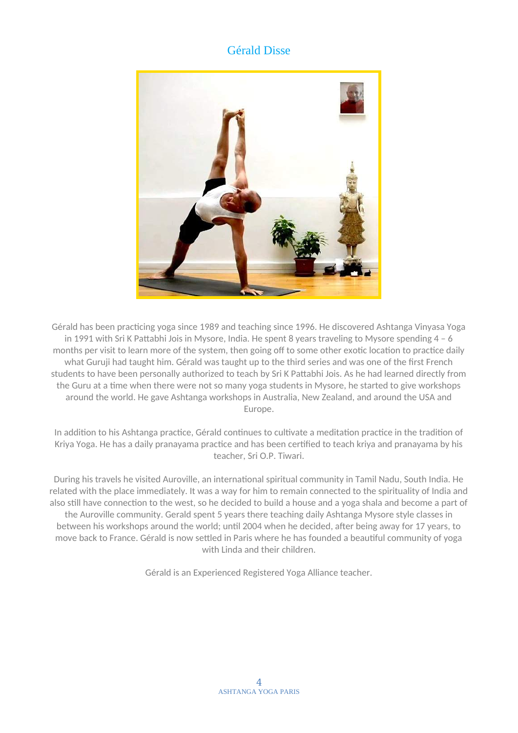# Gérald Disse

Gérald has been practicing yoga since 1989 and teaching since 1996. He discovered Ashtanga Vinyasa Yoga in 1991 with Sri K Pattabhi Jois in Mysore, India. He spent 8 years traveling to Mysore spending 4 – 6 months per visit to learn more of the system, then going off to some other exotic location to practice daily what Guruji had taught him. Gérald was taught up to the third series and was one of the first French students to have been personally authorized to teach by Sri K Pattabhi Jois. As he had learned directly from the Guru at a time when there were not so many yoga students in Mysore, he started to give workshops around the world. He gave Ashtanga workshops in Australia, New Zealand, and around the USA and Europe.

In addition to his Ashtanga practice, Gérald continues to cultivate a meditation practice in the tradition of Kriya Yoga. He has a daily pranayama practice and has been certified to teach kriya and pranayama by his teacher, Sri O.P. Tiwari.

During his travels he visited Auroville, an international spiritual community in Tamil Nadu, South India. He related with the place immediately. It was a way for him to remain connected to the spirituality of India and also still have connection to the west, so he decided to build a house and a yoga shala and become a part of the Auroville community. Gerald spent 5 years there teaching daily Ashtanga Mysore style classes in between his workshops around the world; until 2004 when he decided, after being away for 17 years, to move back to France. Gérald is now settled in Paris where he has founded a beautiful community of yoga with Linda and their children.

Gérald is an Experienced Registered Yoga Alliance teacher.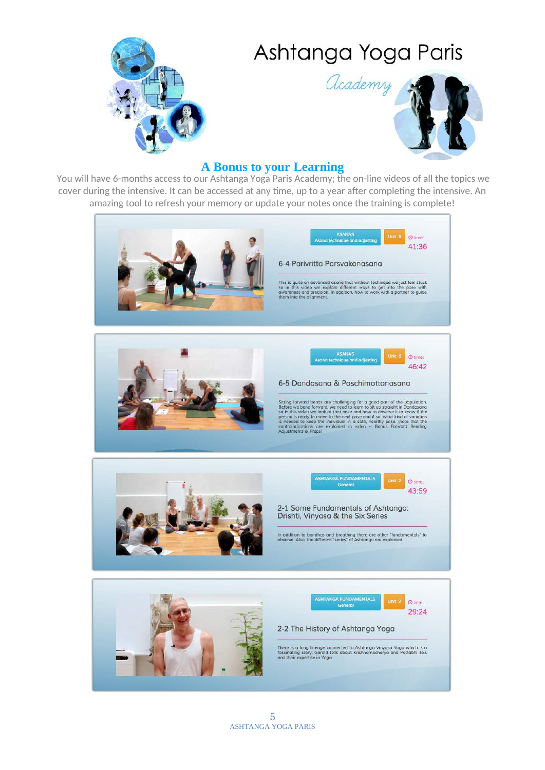# Ashtanga Yoga Paris

*Academy*

## A Bonus to your Learning

You will have 6-months access to our Ashtanga Yoga Paris Academy; the on-line videos of all the topics we cover during the intensive. It can be accessed at any time, up to a year after completing the intensive. An amazing tool to refresh your memory or update your notes once the training is complete!

ASANAS
Asana technique and adjusting
Unit 6
time: 41:36

### 6-4 Parivritta Parsvakonasana

This is quite an advanced asana that without technique we just feel stuck so in this video we explore different ways to get into the pose with awareness and precision. In addition, how to work with a partner to guide them into the alignment.

ASANAS
Asana technique and adjusting
Unit 6
time: 46:42

### 6-5 Dandasana & Paschimottanasana

Sitting forward bends are challenging for a good part of the population. Before we bend forward, we need to learn to sit up straight in Dandasana so in this video we look at that pose and how to observe it to know if the person is ready to move to the next pose and if so, what kind of variation is needed to keep the individual in a safe, healthy pose. (note that the contraindications are explained in video ~ Bonus Forward Bending Adjustments & Preps)

ASHTANGA FUNDAMENTALS
General
Unit 2
time: 43:59

### 2-1 Some Fundamentals of Ashtanga: Drishti, Vinyasa & the Six Series

In addition to bandhas and breathing there are other "fundamentals" to observe. Also, the different "series" of Ashtanga are explained.

ASHTANGA FUNDAMENTALS
General
Unit 2
time: 29:24

### 2-2 The History of Ashtanga Yoga

There is a long lineage connected to Ashtanga Vinyasa Yoga which is a fascinating story. Gerald tells about Krishnamacharya and Pattabhi Jois and their expertise in Yoga.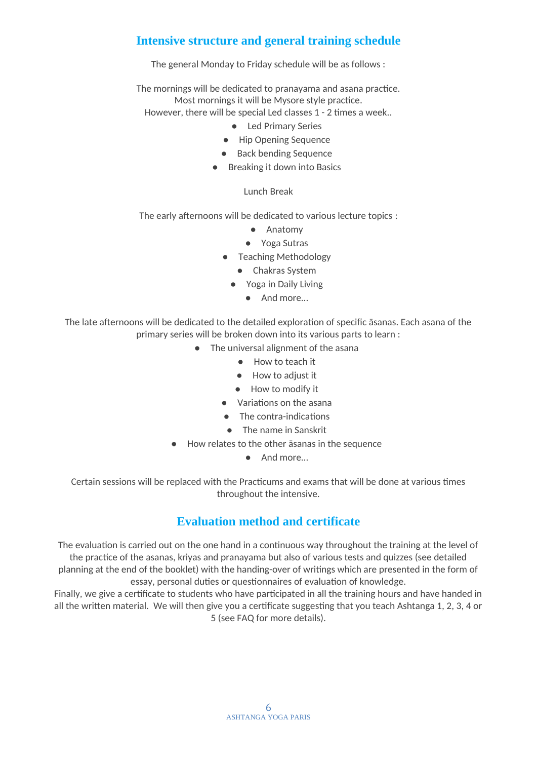## Intensive structure and general training schedule

The general Monday to Friday schedule will be as follows :

The mornings will be dedicated to pranayama and asana practice.
Most mornings it will be Mysore style practice.
However, there will be special Led classes 1 - 2 times a week..

- Led Primary Series
- Hip Opening Sequence
- Back bending Sequence
- Breaking it down into Basics

Lunch Break

The early afternoons will be dedicated to various lecture topics :

- Anatomy
- Yoga Sutras
- Teaching Methodology
- Chakras System
- Yoga in Daily Living
- And more...

The late afternoons will be dedicated to the detailed exploration of specific āsanas. Each asana of the primary series will be broken down into its various parts to learn :

- The universal alignment of the asana
- How to teach it
- How to adjust it
- How to modify it
- Variations on the asana
- The contra-indications
- The name in Sanskrit
- How relates to the other āsanas in the sequence
- And more...

Certain sessions will be replaced with the Practicums and exams that will be done at various times throughout the intensive.

## Evaluation method and certificate

The evaluation is carried out on the one hand in a continuous way throughout the training at the level of the practice of the asanas, kriyas and pranayama but also of various tests and quizzes (see detailed planning at the end of the booklet) with the handing-over of writings which are presented in the form of essay, personal duties or questionnaires of evaluation of knowledge.
Finally, we give a certificate to students who have participated in all the training hours and have handed in all the written material. We will then give you a certificate suggesting that you teach Ashtanga 1, 2, 3, 4 or 5 (see FAQ for more details).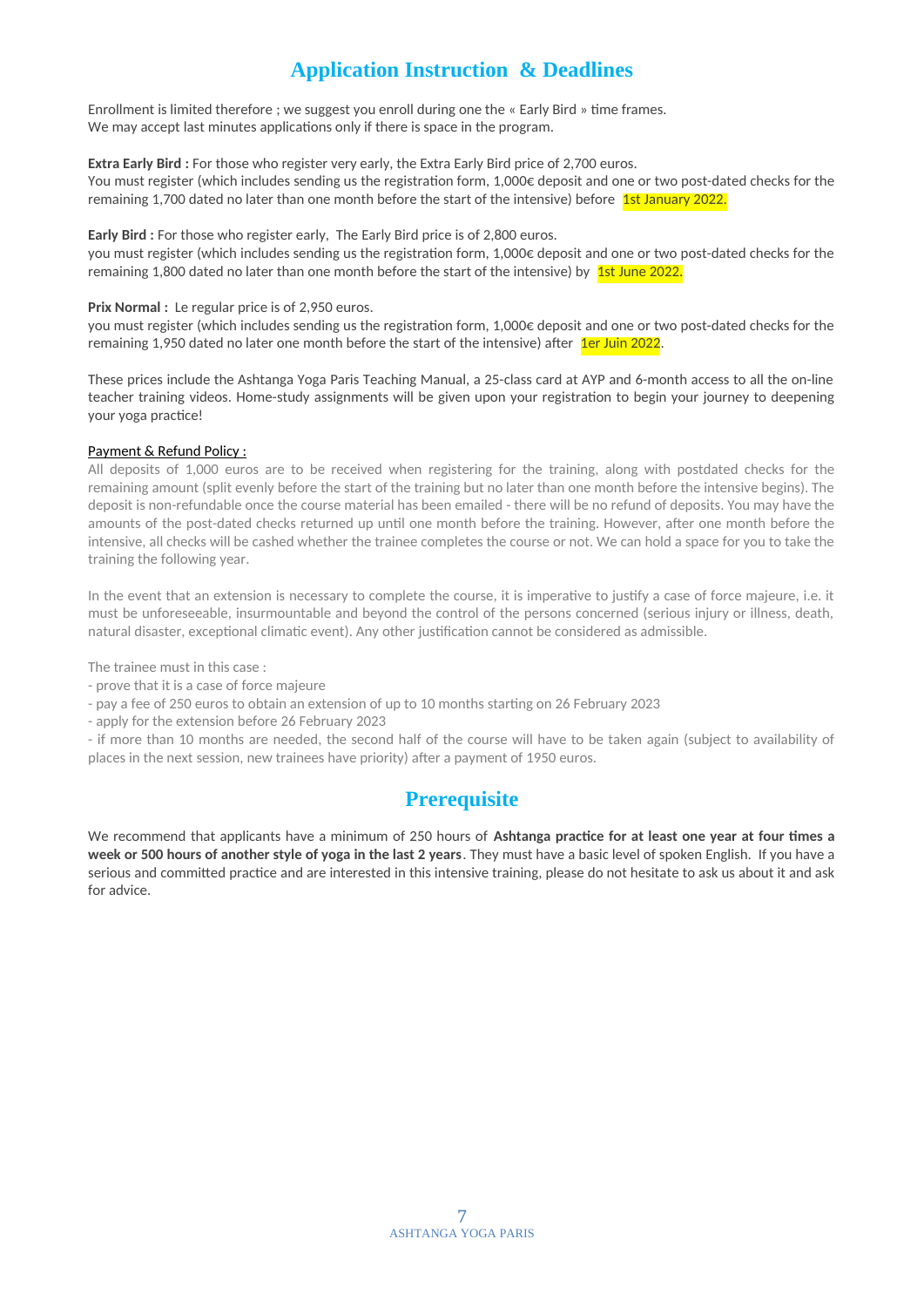# Application Instruction & Deadlines

Enrollment is limited therefore ; we suggest you enroll during one the « Early Bird » time frames.
We may accept last minutes applications only if there is space in the program.

**Extra Early Bird :** For those who register very early, the Extra Early Bird price of 2,700 euros.
You must register (which includes sending us the registration form, 1,000€ deposit and one or two post-dated checks for the remaining 1,700 dated no later than one month before the start of the intensive) before 1st January 2022.

**Early Bird :** For those who register early, The Early Bird price is of 2,800 euros.
you must register (which includes sending us the registration form, 1,000€ deposit and one or two post-dated checks for the remaining 1,800 dated no later than one month before the start of the intensive) by 1st June 2022.

**Prix Normal :** Le regular price is of 2,950 euros.
you must register (which includes sending us the registration form, 1,000€ deposit and one or two post-dated checks for the remaining 1,950 dated no later one month before the start of the intensive) after 1er Juin 2022.

These prices include the Ashtanga Yoga Paris Teaching Manual, a 25-class card at AYP and 6-month access to all the on-line teacher training videos. Home-study assignments will be given upon your registration to begin your journey to deepening your yoga practice!

Payment & Refund Policy :

All deposits of 1,000 euros are to be received when registering for the training, along with postdated checks for the remaining amount (split evenly before the start of the training but no later than one month before the intensive begins). The deposit is non-refundable once the course material has been emailed - there will be no refund of deposits. You may have the amounts of the post-dated checks returned up until one month before the training. However, after one month before the intensive, all checks will be cashed whether the trainee completes the course or not. We can hold a space for you to take the training the following year.

In the event that an extension is necessary to complete the course, it is imperative to justify a case of force majeure, i.e. it must be unforeseeable, insurmountable and beyond the control of the persons concerned (serious injury or illness, death, natural disaster, exceptional climatic event). Any other justification cannot be considered as admissible.

The trainee must in this case :
- prove that it is a case of force majeure
- pay a fee of 250 euros to obtain an extension of up to 10 months starting on 26 February 2023
- apply for the extension before 26 February 2023
- if more than 10 months are needed, the second half of the course will have to be taken again (subject to availability of places in the next session, new trainees have priority) after a payment of 1950 euros.

# Prerequisite

We recommend that applicants have a minimum of 250 hours of **Ashtanga practice for at least one year at four times a week or 500 hours of another style of yoga in the last 2 years**. They must have a basic level of spoken English. If you have a serious and committed practice and are interested in this intensive training, please do not hesitate to ask us about it and ask for advice.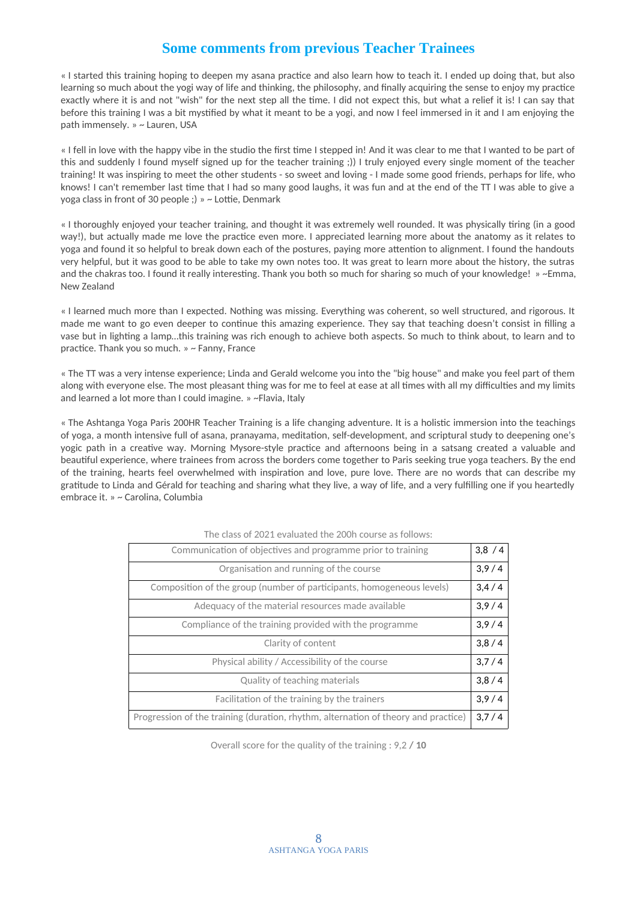## Some comments from previous Teacher Trainees

« I started this training hoping to deepen my asana practice and also learn how to teach it. I ended up doing that, but also learning so much about the yogi way of life and thinking, the philosophy, and finally acquiring the sense to enjoy my practice exactly where it is and not "wish" for the next step all the time. I did not expect this, but what a relief it is! I can say that before this training I was a bit mystified by what it meant to be a yogi, and now I feel immersed in it and I am enjoying the path immensely. » ~ Lauren, USA

« I fell in love with the happy vibe in the studio the first time I stepped in! And it was clear to me that I wanted to be part of this and suddenly I found myself signed up for the teacher training ;)) I truly enjoyed every single moment of the teacher training! It was inspiring to meet the other students - so sweet and loving - I made some good friends, perhaps for life, who knows! I can't remember last time that I had so many good laughs, it was fun and at the end of the TT I was able to give a yoga class in front of 30 people ;) » ~ Lottie, Denmark

« I thoroughly enjoyed your teacher training, and thought it was extremely well rounded. It was physically tiring (in a good way!), but actually made me love the practice even more. I appreciated learning more about the anatomy as it relates to yoga and found it so helpful to break down each of the postures, paying more attention to alignment. I found the handouts very helpful, but it was good to be able to take my own notes too. It was great to learn more about the history, the sutras and the chakras too. I found it really interesting. Thank you both so much for sharing so much of your knowledge! » ~Emma, New Zealand

« I learned much more than I expected. Nothing was missing. Everything was coherent, so well structured, and rigorous. It made me want to go even deeper to continue this amazing experience. They say that teaching doesn't consist in filling a vase but in lighting a lamp...this training was rich enough to achieve both aspects. So much to think about, to learn and to practice. Thank you so much. » ~ Fanny, France

« The TT was a very intense experience; Linda and Gerald welcome you into the "big house" and make you feel part of them along with everyone else. The most pleasant thing was for me to feel at ease at all times with all my difficulties and my limits and learned a lot more than I could imagine. » ~Flavia, Italy

« The Ashtanga Yoga Paris 200HR Teacher Training is a life changing adventure. It is a holistic immersion into the teachings of yoga, a month intensive full of asana, pranayama, meditation, self-development, and scriptural study to deepening one's yogic path in a creative way. Morning Mysore-style practice and afternoons being in a satsang created a valuable and beautiful experience, where trainees from across the borders come together to Paris seeking true yoga teachers. By the end of the training, hearts feel overwhelmed with inspiration and love, pure love. There are no words that can describe my gratitude to Linda and Gérald for teaching and sharing what they live, a way of life, and a very fulfilling one if you heartedly embrace it. » ~ Carolina, Columbia

The class of 2021 evaluated the 200h course as follows:

| Criterion | Score |
|---|---|
| Communication of objectives and programme prior to training | 3,8 / 4 |
| Organisation and running of the course | 3,9 / 4 |
| Composition of the group (number of participants, homogeneous levels) | 3,4 / 4 |
| Adequacy of the material resources made available | 3,9 / 4 |
| Compliance of the training provided with the programme | 3,9 / 4 |
| Clarity of content | 3,8 / 4 |
| Physical ability / Accessibility of the course | 3,7 / 4 |
| Quality of teaching materials | 3,8 / 4 |
| Facilitation of the training by the trainers | 3,9 / 4 |
| Progression of the training (duration, rhythm, alternation of theory and practice) | 3,7 / 4 |

Overall score for the quality of the training : 9,2 / **10**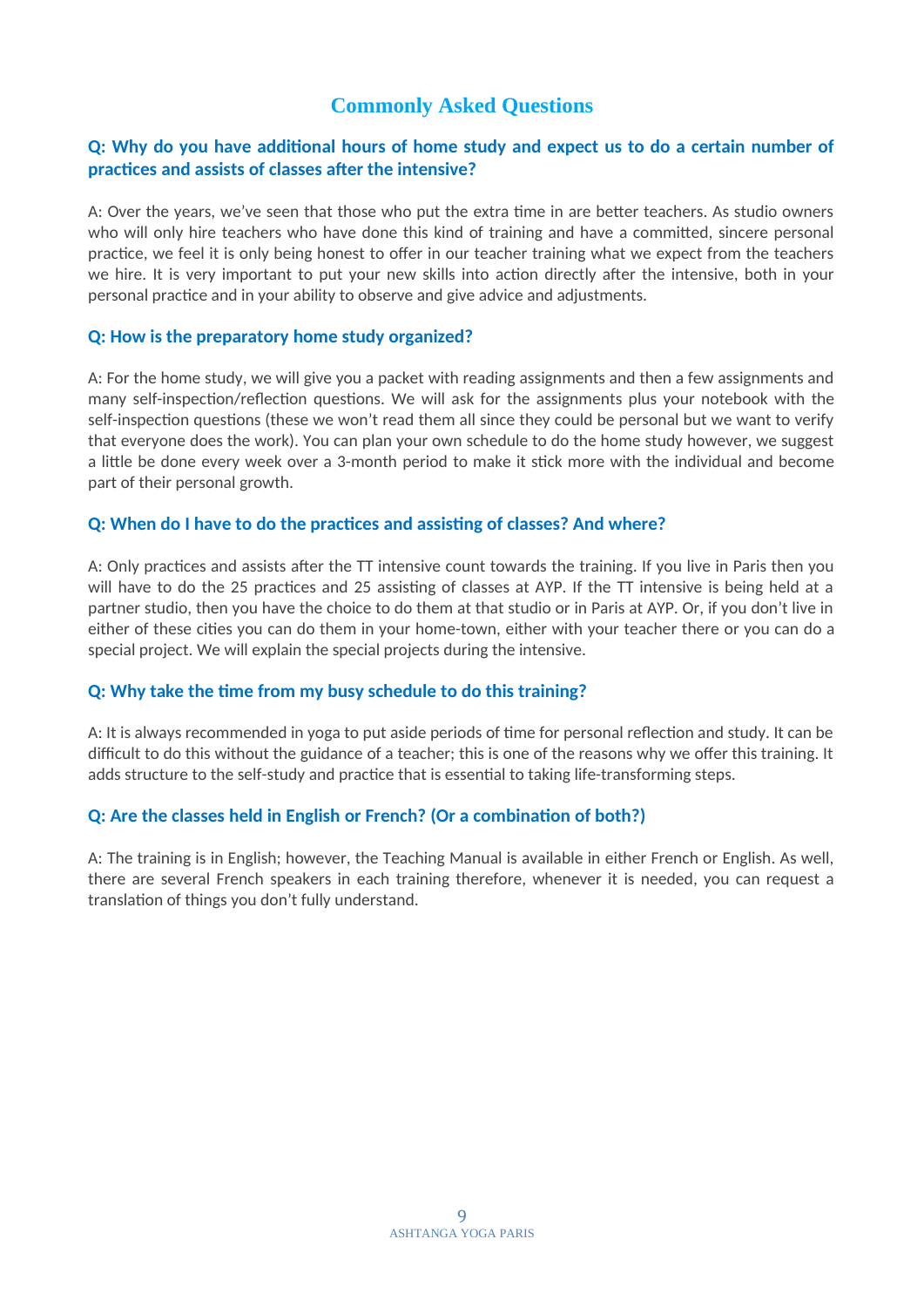# Commonly Asked Questions

### Q: Why do you have additional hours of home study and expect us to do a certain number of practices and assists of classes after the intensive?

A: Over the years, we've seen that those who put the extra time in are better teachers. As studio owners who will only hire teachers who have done this kind of training and have a committed, sincere personal practice, we feel it is only being honest to offer in our teacher training what we expect from the teachers we hire. It is very important to put your new skills into action directly after the intensive, both in your personal practice and in your ability to observe and give advice and adjustments.

### Q: How is the preparatory home study organized?

A: For the home study, we will give you a packet with reading assignments and then a few assignments and many self-inspection/reflection questions. We will ask for the assignments plus your notebook with the self-inspection questions (these we won't read them all since they could be personal but we want to verify that everyone does the work). You can plan your own schedule to do the home study however, we suggest a little be done every week over a 3-month period to make it stick more with the individual and become part of their personal growth.

### Q: When do I have to do the practices and assisting of classes? And where?

A: Only practices and assists after the TT intensive count towards the training. If you live in Paris then you will have to do the 25 practices and 25 assisting of classes at AYP. If the TT intensive is being held at a partner studio, then you have the choice to do them at that studio or in Paris at AYP. Or, if you don't live in either of these cities you can do them in your home-town, either with your teacher there or you can do a special project. We will explain the special projects during the intensive.

### Q: Why take the time from my busy schedule to do this training?

A: It is always recommended in yoga to put aside periods of time for personal reflection and study. It can be difficult to do this without the guidance of a teacher; this is one of the reasons why we offer this training. It adds structure to the self-study and practice that is essential to taking life-transforming steps.

### Q: Are the classes held in English or French? (Or a combination of both?)

A: The training is in English; however, the Teaching Manual is available in either French or English. As well, there are several French speakers in each training therefore, whenever it is needed, you can request a translation of things you don't fully understand.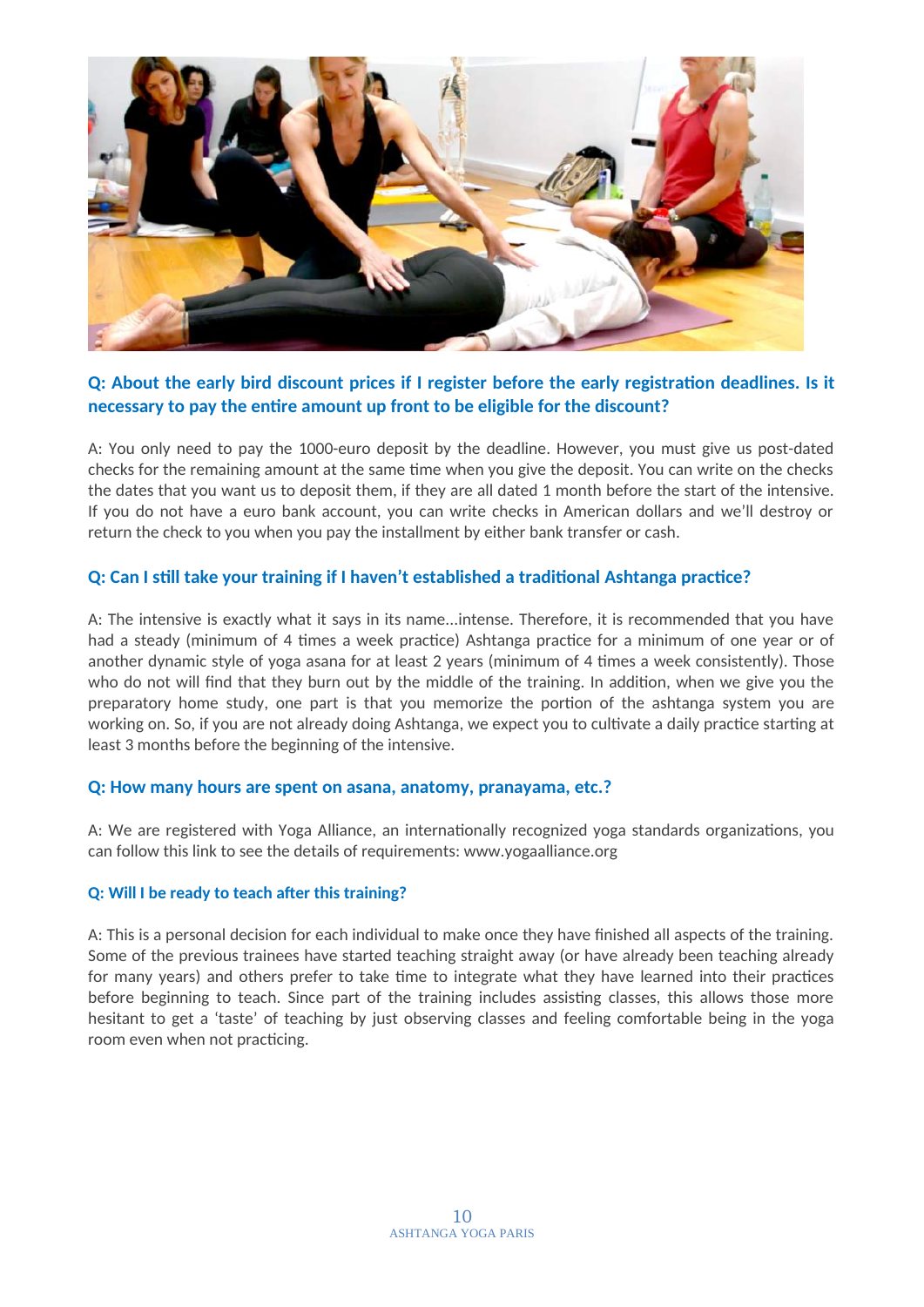### Q: About the early bird discount prices if I register before the early registration deadlines. Is it necessary to pay the entire amount up front to be eligible for the discount?

A: You only need to pay the 1000-euro deposit by the deadline. However, you must give us post-dated checks for the remaining amount at the same time when you give the deposit. You can write on the checks the dates that you want us to deposit them, if they are all dated 1 month before the start of the intensive. If you do not have a euro bank account, you can write checks in American dollars and we'll destroy or return the check to you when you pay the installment by either bank transfer or cash.

### Q: Can I still take your training if I haven't established a traditional Ashtanga practice?

A: The intensive is exactly what it says in its name...intense. Therefore, it is recommended that you have had a steady (minimum of 4 times a week practice) Ashtanga practice for a minimum of one year or of another dynamic style of yoga asana for at least 2 years (minimum of 4 times a week consistently). Those who do not will find that they burn out by the middle of the training. In addition, when we give you the preparatory home study, one part is that you memorize the portion of the ashtanga system you are working on. So, if you are not already doing Ashtanga, we expect you to cultivate a daily practice starting at least 3 months before the beginning of the intensive.

### Q: How many hours are spent on asana, anatomy, pranayama, etc.?

A: We are registered with Yoga Alliance, an internationally recognized yoga standards organizations, you can follow this link to see the details of requirements: www.yogaalliance.org

### Q: Will I be ready to teach after this training?

A: This is a personal decision for each individual to make once they have finished all aspects of the training. Some of the previous trainees have started teaching straight away (or have already been teaching already for many years) and others prefer to take time to integrate what they have learned into their practices before beginning to teach. Since part of the training includes assisting classes, this allows those more hesitant to get a 'taste' of teaching by just observing classes and feeling comfortable being in the yoga room even when not practicing.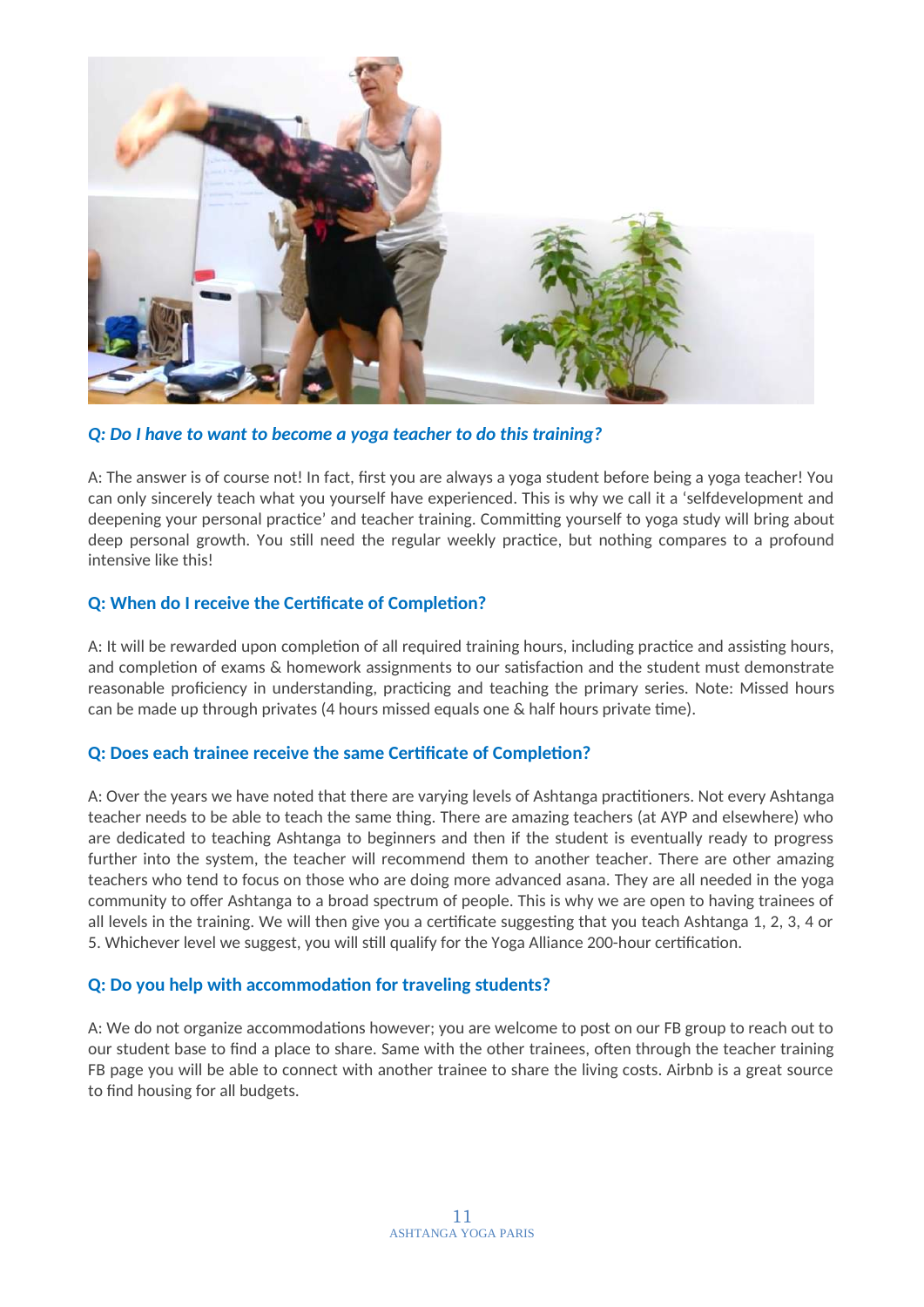***Q: Do I have to want to become a yoga teacher to do this training?***

A: The answer is of course not! In fact, first you are always a yoga student before being a yoga teacher! You can only sincerely teach what you yourself have experienced. This is why we call it a 'selfdevelopment and deepening your personal practice' and teacher training. Committing yourself to yoga study will bring about deep personal growth. You still need the regular weekly practice, but nothing compares to a profound intensive like this!

**Q: When do I receive the Certificate of Completion?**

A: It will be rewarded upon completion of all required training hours, including practice and assisting hours, and completion of exams & homework assignments to our satisfaction and the student must demonstrate reasonable proficiency in understanding, practicing and teaching the primary series. Note: Missed hours can be made up through privates (4 hours missed equals one & half hours private time).

**Q: Does each trainee receive the same Certificate of Completion?**

A: Over the years we have noted that there are varying levels of Ashtanga practitioners. Not every Ashtanga teacher needs to be able to teach the same thing. There are amazing teachers (at AYP and elsewhere) who are dedicated to teaching Ashtanga to beginners and then if the student is eventually ready to progress further into the system, the teacher will recommend them to another teacher. There are other amazing teachers who tend to focus on those who are doing more advanced asana. They are all needed in the yoga community to offer Ashtanga to a broad spectrum of people. This is why we are open to having trainees of all levels in the training. We will then give you a certificate suggesting that you teach Ashtanga 1, 2, 3, 4 or 5. Whichever level we suggest, you will still qualify for the Yoga Alliance 200-hour certification.

**Q: Do you help with accommodation for traveling students?**

A: We do not organize accommodations however; you are welcome to post on our FB group to reach out to our student base to find a place to share. Same with the other trainees, often through the teacher training FB page you will be able to connect with another trainee to share the living costs. Airbnb is a great source to find housing for all budgets.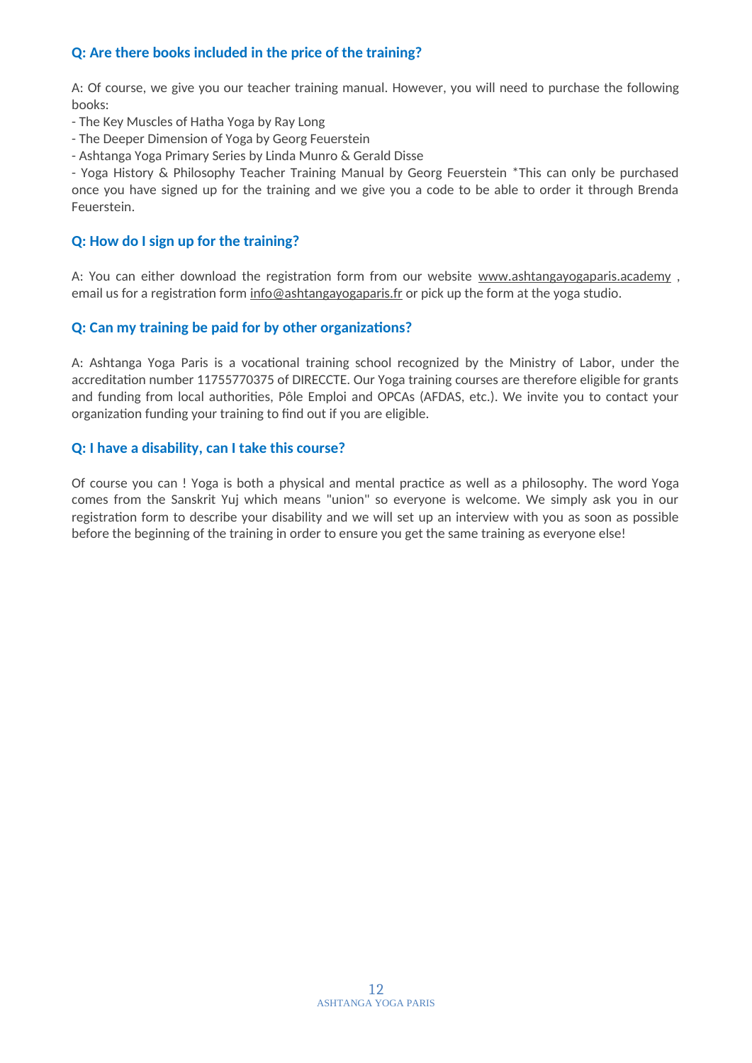### Q: Are there books included in the price of the training?

A: Of course, we give you our teacher training manual. However, you will need to purchase the following books:

- The Key Muscles of Hatha Yoga by Ray Long
- The Deeper Dimension of Yoga by Georg Feuerstein
- Ashtanga Yoga Primary Series by Linda Munro & Gerald Disse
- Yoga History & Philosophy Teacher Training Manual by Georg Feuerstein *This can only be purchased once you have signed up for the training and we give you a code to be able to order it through Brenda Feuerstein.

### Q: How do I sign up for the training?

A: You can either download the registration form from our website www.ashtangayogaparis.academy , email us for a registration form info@ashtangayogaparis.fr or pick up the form at the yoga studio.

### Q: Can my training be paid for by other organizations?

A: Ashtanga Yoga Paris is a vocational training school recognized by the Ministry of Labor, under the accreditation number 11755770375 of DIRECCTE. Our Yoga training courses are therefore eligible for grants and funding from local authorities, Pôle Emploi and OPCAs (AFDAS, etc.). We invite you to contact your organization funding your training to find out if you are eligible.

### Q: I have a disability, can I take this course?

Of course you can ! Yoga is both a physical and mental practice as well as a philosophy. The word Yoga comes from the Sanskrit Yuj which means "union" so everyone is welcome. We simply ask you in our registration form to describe your disability and we will set up an interview with you as soon as possible before the beginning of the training in order to ensure you get the same training as everyone else!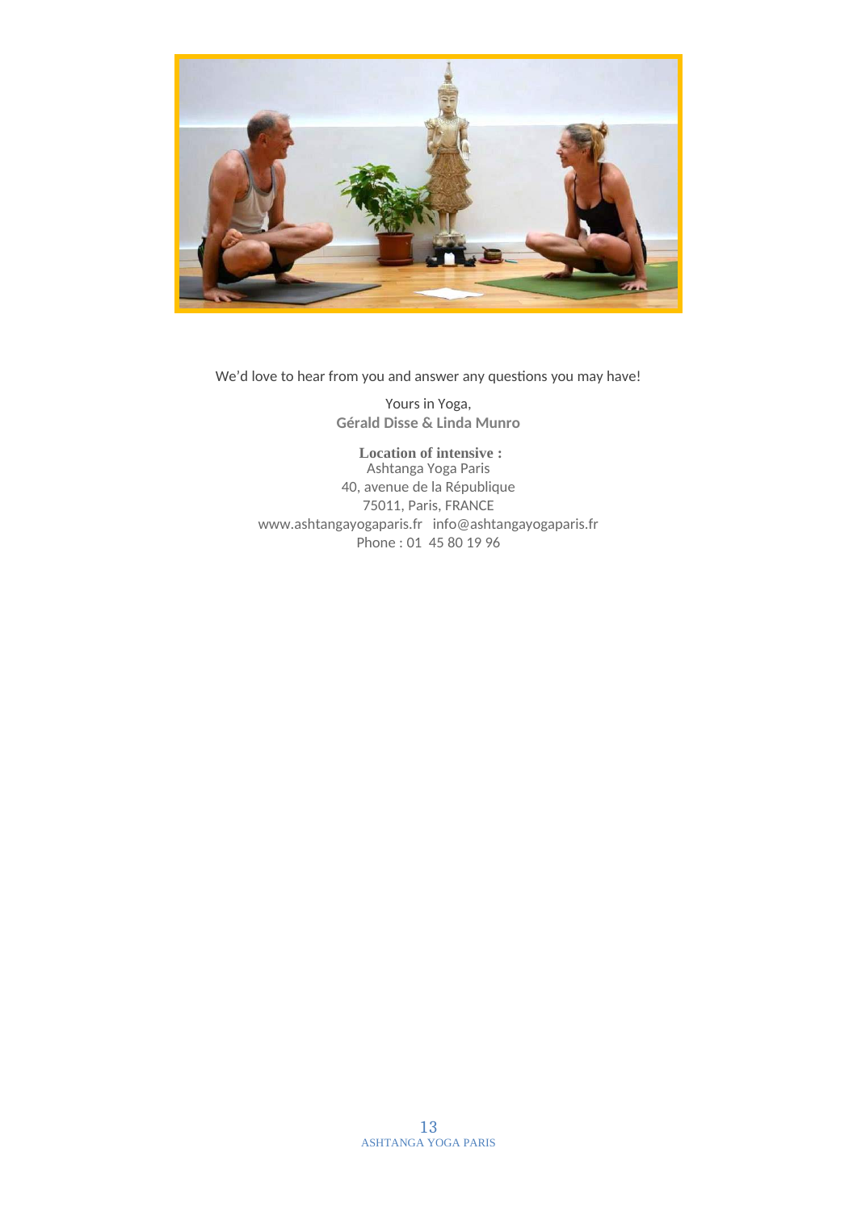We'd love to hear from you and answer any questions you may have!

Yours in Yoga,
**Gérald Disse & Linda Munro**

**Location of intensive :**
Ashtanga Yoga Paris
40, avenue de la République
75011, Paris, FRANCE
www.ashtangayogaparis.fr   info@ashtangayogaparis.fr
Phone : 01  45 80 19 96